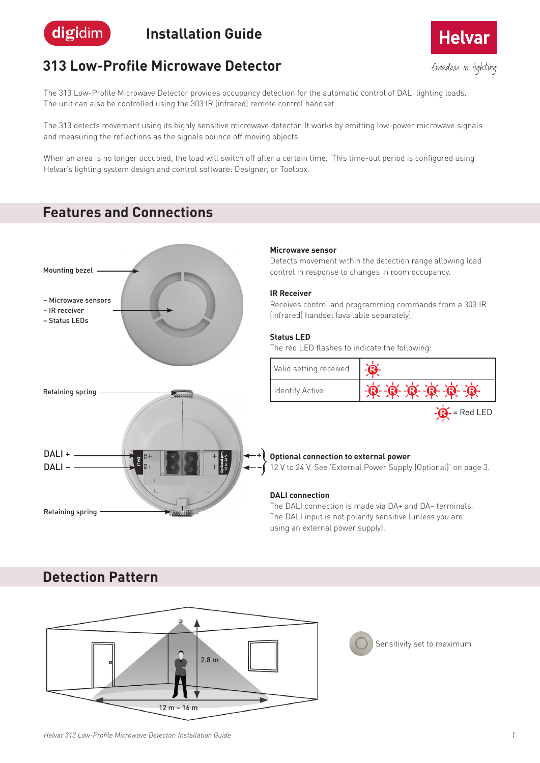digidim

# Installation Guide

Helvar

*freedom in lighting*

# 313 Low-Profile Microwave Detector

The 313 Low-Profile Microwave Detector provides occupancy detection for the automatic control of DALI lighting loads. The unit can also be controlled using the 303 IR (infrared) remote control handset.

The 313 detects movement using its highly sensitive microwave detector. It works by emitting low-power microwave signals and measuring the reflections as the signals bounce off moving objects.

When an area is no longer occupied, the load will switch off after a certain time. This time-out period is configured using Helvar's lighting system design and control software: Designer, or Toolbox.

## Features and Connections

Mounting bezel

– Microwave sensors
– IR receiver
– Status LEDs

Retaining spring

DALI +

DALI –

Retaining spring

**Microwave sensor**

Detects movement within the detection range allowing load control in response to changes in room occupancy.

**IR Receiver**

Receives control and programming commands from a 303 IR (infrared) handset (available separately).

**Status LED**

The red LED flashes to indicate the following:

| | |
|---|---|
| Valid setting received | R |
| Identify Active | R R R R R R |

R = Red LED

**Optional connection to external power**

12 V to 24 V. See 'External Power Supply (Optional)' on page 3.

**DALI connection**

The DALI connection is made via DA+ and DA– terminals. The DALI input is not polarity sensitive (unless you are using an external power supply).

## Detection Pattern

2.8 m

12 m – 16 m

Sensitivity set to maximum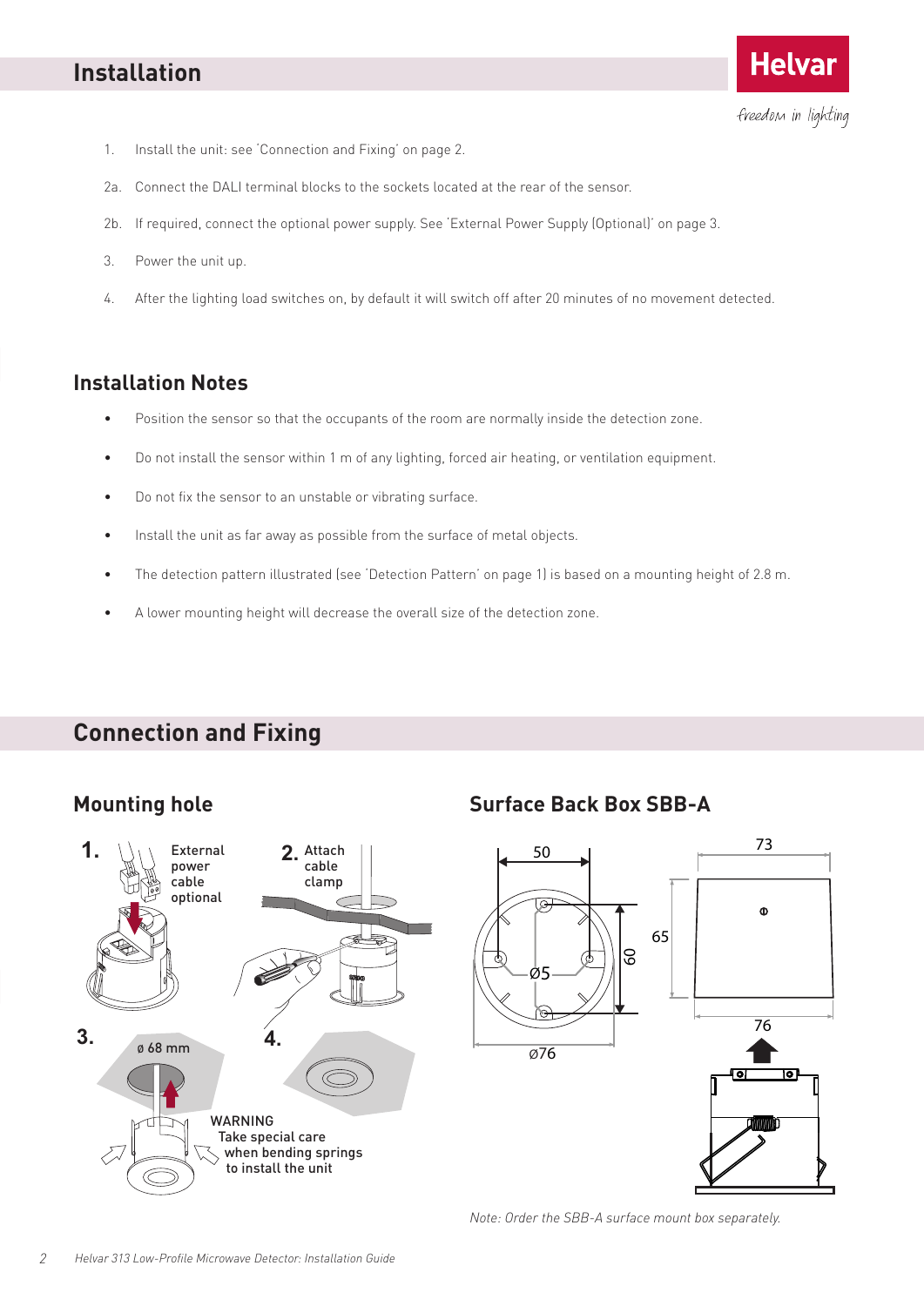# Installation

1. Install the unit: see 'Connection and Fixing' on page 2.

2a. Connect the DALI terminal blocks to the sockets located at the rear of the sensor.

2b. If required, connect the optional power supply. See 'External Power Supply (Optional)' on page 3.

3. Power the unit up.

4. After the lighting load switches on, by default it will switch off after 20 minutes of no movement detected.

## Installation Notes

- Position the sensor so that the occupants of the room are normally inside the detection zone.
- Do not install the sensor within 1 m of any lighting, forced air heating, or ventilation equipment.
- Do not fix the sensor to an unstable or vibrating surface.
- Install the unit as far away as possible from the surface of metal objects.
- The detection pattern illustrated (see 'Detection Pattern' on page 1) is based on a mounting height of 2.8 m.
- A lower mounting height will decrease the overall size of the detection zone.

# Connection and Fixing

## Mounting hole

1. External power cable optional

2. Attach cable clamp

3. ø 68 mm

4.

WARNING
Take special care when bending springs to install the unit

## Surface Back Box SBB-A

50

60

Ø5

Ø76

73

65

76

*Note: Order the SBB-A surface mount box separately.*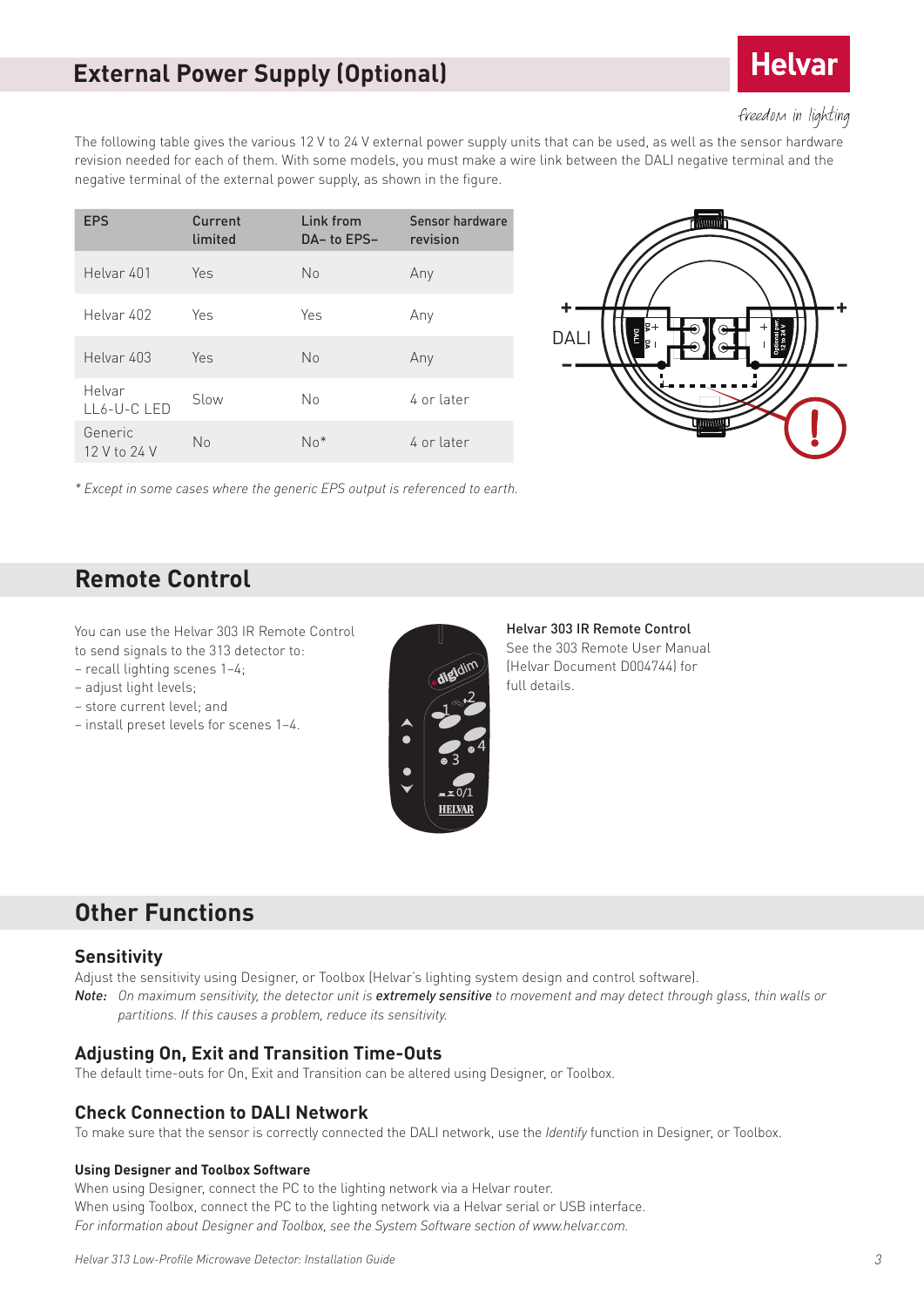## External Power Supply (Optional)

The following table gives the various 12 V to 24 V external power supply units that can be used, as well as the sensor hardware revision needed for each of them. With some models, you must make a wire link between the DALI negative terminal and the negative terminal of the external power supply, as shown in the figure.

| EPS | Current limited | Link from DA– to EPS– | Sensor hardware revision |
|---|---|---|---|
| Helvar 401 | Yes | No | Any |
| Helvar 402 | Yes | Yes | Any |
| Helvar 403 | Yes | No | Any |
| Helvar LL6-U-C LED | Slow | No | 4 or later |
| Generic 12 V to 24 V | No | No* | 4 or later |

*\* Except in some cases where the generic EPS output is referenced to earth.*

+
DALI
–
DALI
DA +
DA –
Optional pwr. 12 to 24 V
+
–
+
–

## Remote Control

You can use the Helvar 303 IR Remote Control to send signals to the 313 detector to:

– recall lighting scenes 1–4;
– adjust light levels;
– store current level; and
– install preset levels for scenes 1–4.

**Helvar 303 IR Remote Control**
See the 303 Remote User Manual (Helvar Document D004744) for full details.

## Other Functions

### Sensitivity

Adjust the sensitivity using Designer, or Toolbox (Helvar's lighting system design and control software).

***Note:*** *On maximum sensitivity, the detector unit is* ***extremely sensitive*** *to movement and may detect through glass, thin walls or partitions. If this causes a problem, reduce its sensitivity.*

### Adjusting On, Exit and Transition Time-Outs

The default time-outs for On, Exit and Transition can be altered using Designer, or Toolbox.

### Check Connection to DALI Network

To make sure that the sensor is correctly connected the DALI network, use the *Identify* function in Designer, or Toolbox.

#### Using Designer and Toolbox Software

When using Designer, connect the PC to the lighting network via a Helvar router.
When using Toolbox, connect the PC to the lighting network via a Helvar serial or USB interface.
*For information about Designer and Toolbox, see the System Software section of www.helvar.com.*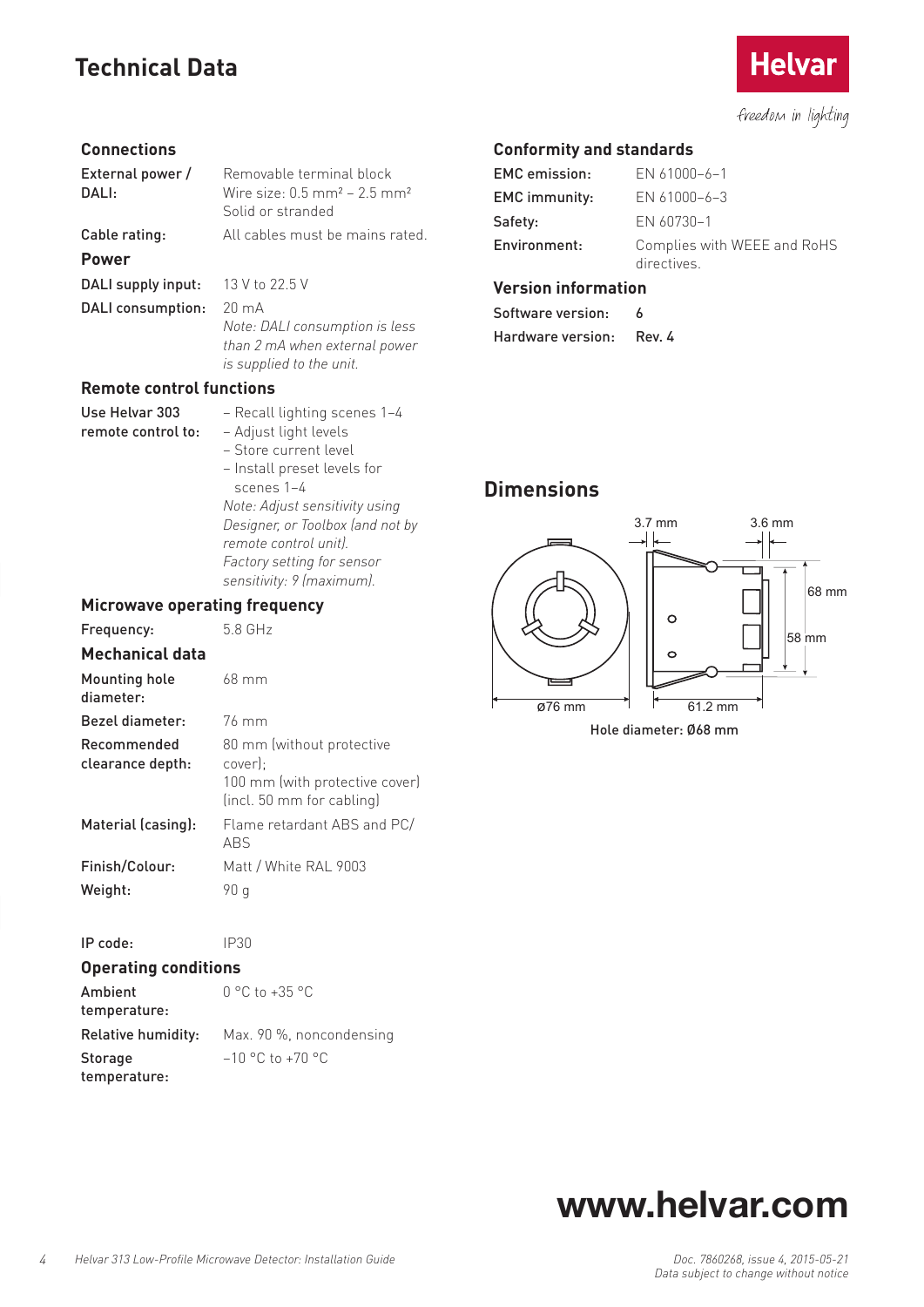# Technical Data

Helvar
*freedom in lighting*

## Connections

| | |
|---|---|
| **External power / DALI:** | Removable terminal block<br>Wire size: 0.5 mm² – 2.5 mm²<br>Solid or stranded |
| **Cable rating:** | All cables must be mains rated. |

## Power

| | |
|---|---|
| **DALI supply input:** | 13 V to 22.5 V |
| **DALI consumption:** | 20 mA<br>*Note: DALI consumption is less than 2 mA when external power is supplied to the unit.* |

## Remote control functions

| | |
|---|---|
| **Use Helvar 303 remote control to:** | – Recall lighting scenes 1–4<br>– Adjust light levels<br>– Store current level<br>– Install preset levels for scenes 1–4<br>*Note: Adjust sensitivity using Designer, or Toolbox (and not by remote control unit).*<br>*Factory setting for sensor sensitivity: 9 (maximum).* |

## Microwave operating frequency

| | |
|---|---|
| **Frequency:** | 5.8 GHz |

## Mechanical data

| | |
|---|---|
| **Mounting hole diameter:** | 68 mm |
| **Bezel diameter:** | 76 mm |
| **Recommended clearance depth:** | 80 mm (without protective cover);<br>100 mm (with protective cover) (incl. 50 mm for cabling) |
| **Material (casing):** | Flame retardant ABS and PC/ABS |
| **Finish/Colour:** | Matt / White RAL 9003 |
| **Weight:** | 90 g |
| **IP code:** | IP30 |

## Operating conditions

| | |
|---|---|
| **Ambient temperature:** | 0 °C to +35 °C |
| **Relative humidity:** | Max. 90 %, noncondensing |
| **Storage temperature:** | −10 °C to +70 °C |

## Conformity and standards

| | |
|---|---|
| **EMC emission:** | EN 61000–6–1 |
| **EMC immunity:** | EN 61000–6–3 |
| **Safety:** | EN 60730–1 |
| **Environment:** | Complies with WEEE and RoHS directives. |

## Version information

| | |
|---|---|
| **Software version:** | 6 |
| **Hardware version:** | Rev. 4 |

## Dimensions

3.7 mm
3.6 mm
68 mm
58 mm
ø76 mm
61.2 mm

Hole diameter: Ø68 mm

**www.helvar.com**

Doc. 7860268, issue 4, 2015-05-21
*Data subject to change without notice*